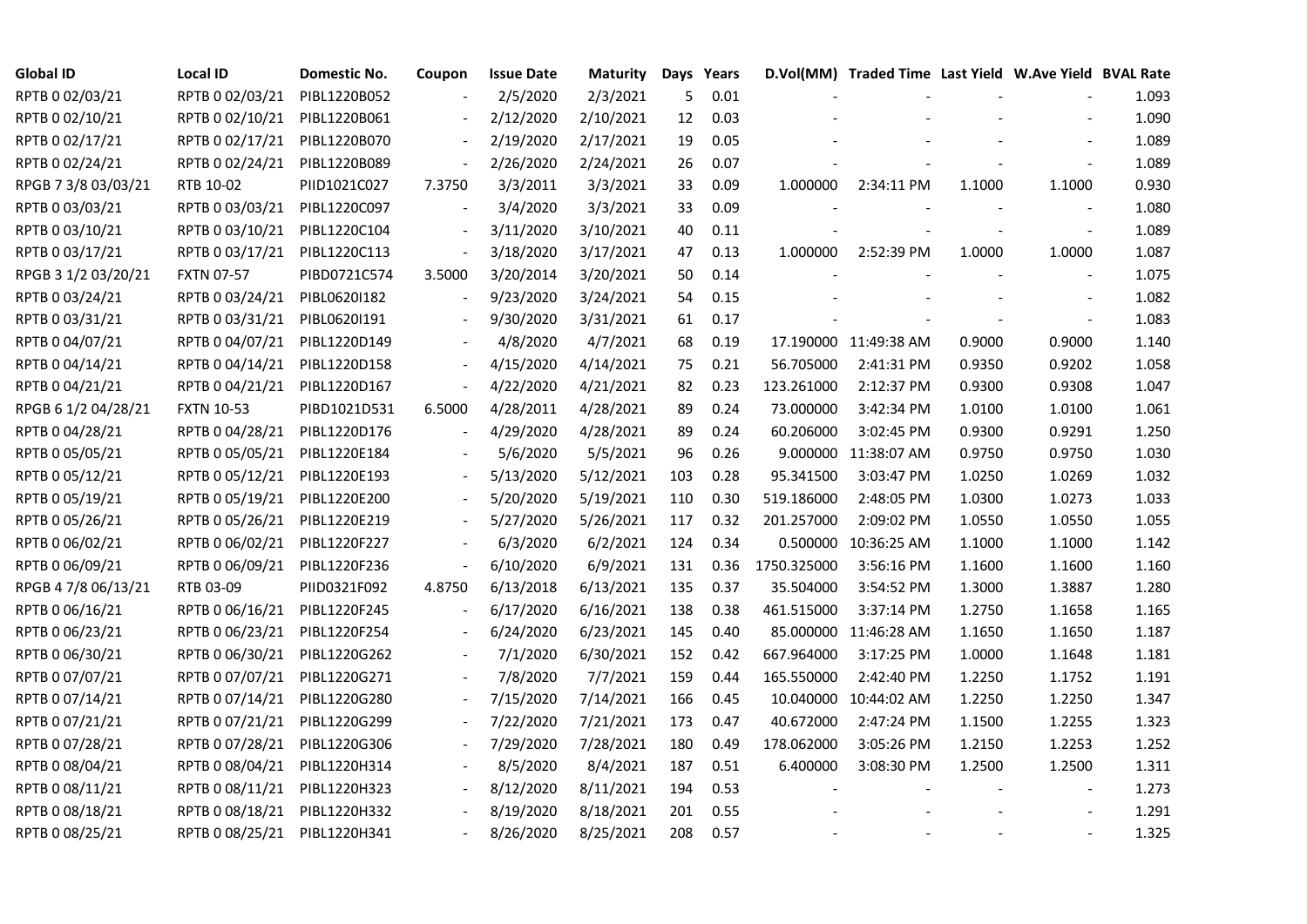| Global ID | Local ID | Domestic No. | Coupon | Issue Date | Maturity | Days | Years | D.Vol(MM) | Traded Time | Last Yield | W.Ave Yield | BVAL Rate |
|---|---|---|---|---|---|---|---|---|---|---|---|---|
| RPTB 0 02/03/21 | RPTB 0 02/03/21 | PIBL1220B052 | - | 2/5/2020 | 2/3/2021 | 5 | 0.01 | - | - | - | - | 1.093 |
| RPTB 0 02/10/21 | RPTB 0 02/10/21 | PIBL1220B061 | - | 2/12/2020 | 2/10/2021 | 12 | 0.03 | - | - | - | - | 1.090 |
| RPTB 0 02/17/21 | RPTB 0 02/17/21 | PIBL1220B070 | - | 2/19/2020 | 2/17/2021 | 19 | 0.05 | - | - | - | - | 1.089 |
| RPTB 0 02/24/21 | RPTB 0 02/24/21 | PIBL1220B089 | - | 2/26/2020 | 2/24/2021 | 26 | 0.07 | - | - | - | - | 1.089 |
| RPGB 7 3/8 03/03/21 | RTB 10-02 | PIID1021C027 | 7.3750 | 3/3/2011 | 3/3/2021 | 33 | 0.09 | 1.000000 | 2:34:11 PM | 1.1000 | 1.1000 | 0.930 |
| RPTB 0 03/03/21 | RPTB 0 03/03/21 | PIBL1220C097 | - | 3/4/2020 | 3/3/2021 | 33 | 0.09 | - | - | - | - | 1.080 |
| RPTB 0 03/10/21 | RPTB 0 03/10/21 | PIBL1220C104 | - | 3/11/2020 | 3/10/2021 | 40 | 0.11 | - | - | - | - | 1.089 |
| RPTB 0 03/17/21 | RPTB 0 03/17/21 | PIBL1220C113 | - | 3/18/2020 | 3/17/2021 | 47 | 0.13 | 1.000000 | 2:52:39 PM | 1.0000 | 1.0000 | 1.087 |
| RPGB 3 1/2 03/20/21 | FXTN 07-57 | PIBD0721C574 | 3.5000 | 3/20/2014 | 3/20/2021 | 50 | 0.14 | - | - | - | - | 1.075 |
| RPTB 0 03/24/21 | RPTB 0 03/24/21 | PIBL0620I182 | - | 9/23/2020 | 3/24/2021 | 54 | 0.15 | - | - | - | - | 1.082 |
| RPTB 0 03/31/21 | RPTB 0 03/31/21 | PIBL0620I191 | - | 9/30/2020 | 3/31/2021 | 61 | 0.17 | - | - | - | - | 1.083 |
| RPTB 0 04/07/21 | RPTB 0 04/07/21 | PIBL1220D149 | - | 4/8/2020 | 4/7/2021 | 68 | 0.19 | 17.190000 | 11:49:38 AM | 0.9000 | 0.9000 | 1.140 |
| RPTB 0 04/14/21 | RPTB 0 04/14/21 | PIBL1220D158 | - | 4/15/2020 | 4/14/2021 | 75 | 0.21 | 56.705000 | 2:41:31 PM | 0.9350 | 0.9202 | 1.058 |
| RPTB 0 04/21/21 | RPTB 0 04/21/21 | PIBL1220D167 | - | 4/22/2020 | 4/21/2021 | 82 | 0.23 | 123.261000 | 2:12:37 PM | 0.9300 | 0.9308 | 1.047 |
| RPGB 6 1/2 04/28/21 | FXTN 10-53 | PIBD1021D531 | 6.5000 | 4/28/2011 | 4/28/2021 | 89 | 0.24 | 73.000000 | 3:42:34 PM | 1.0100 | 1.0100 | 1.061 |
| RPTB 0 04/28/21 | RPTB 0 04/28/21 | PIBL1220D176 | - | 4/29/2020 | 4/28/2021 | 89 | 0.24 | 60.206000 | 3:02:45 PM | 0.9300 | 0.9291 | 1.250 |
| RPTB 0 05/05/21 | RPTB 0 05/05/21 | PIBL1220E184 | - | 5/6/2020 | 5/5/2021 | 96 | 0.26 | 9.000000 | 11:38:07 AM | 0.9750 | 0.9750 | 1.030 |
| RPTB 0 05/12/21 | RPTB 0 05/12/21 | PIBL1220E193 | - | 5/13/2020 | 5/12/2021 | 103 | 0.28 | 95.341500 | 3:03:47 PM | 1.0250 | 1.0269 | 1.032 |
| RPTB 0 05/19/21 | RPTB 0 05/19/21 | PIBL1220E200 | - | 5/20/2020 | 5/19/2021 | 110 | 0.30 | 519.186000 | 2:48:05 PM | 1.0300 | 1.0273 | 1.033 |
| RPTB 0 05/26/21 | RPTB 0 05/26/21 | PIBL1220E219 | - | 5/27/2020 | 5/26/2021 | 117 | 0.32 | 201.257000 | 2:09:02 PM | 1.0550 | 1.0550 | 1.055 |
| RPTB 0 06/02/21 | RPTB 0 06/02/21 | PIBL1220F227 | - | 6/3/2020 | 6/2/2021 | 124 | 0.34 | 0.500000 | 10:36:25 AM | 1.1000 | 1.1000 | 1.142 |
| RPTB 0 06/09/21 | RPTB 0 06/09/21 | PIBL1220F236 | - | 6/10/2020 | 6/9/2021 | 131 | 0.36 | 1750.325000 | 3:56:16 PM | 1.1600 | 1.1600 | 1.160 |
| RPGB 4 7/8 06/13/21 | RTB 03-09 | PIID0321F092 | 4.8750 | 6/13/2018 | 6/13/2021 | 135 | 0.37 | 35.504000 | 3:54:52 PM | 1.3000 | 1.3887 | 1.280 |
| RPTB 0 06/16/21 | RPTB 0 06/16/21 | PIBL1220F245 | - | 6/17/2020 | 6/16/2021 | 138 | 0.38 | 461.515000 | 3:37:14 PM | 1.2750 | 1.1658 | 1.165 |
| RPTB 0 06/23/21 | RPTB 0 06/23/21 | PIBL1220F254 | - | 6/24/2020 | 6/23/2021 | 145 | 0.40 | 85.000000 | 11:46:28 AM | 1.1650 | 1.1650 | 1.187 |
| RPTB 0 06/30/21 | RPTB 0 06/30/21 | PIBL1220G262 | - | 7/1/2020 | 6/30/2021 | 152 | 0.42 | 667.964000 | 3:17:25 PM | 1.0000 | 1.1648 | 1.181 |
| RPTB 0 07/07/21 | RPTB 0 07/07/21 | PIBL1220G271 | - | 7/8/2020 | 7/7/2021 | 159 | 0.44 | 165.550000 | 2:42:40 PM | 1.2250 | 1.1752 | 1.191 |
| RPTB 0 07/14/21 | RPTB 0 07/14/21 | PIBL1220G280 | - | 7/15/2020 | 7/14/2021 | 166 | 0.45 | 10.040000 | 10:44:02 AM | 1.2250 | 1.2250 | 1.347 |
| RPTB 0 07/21/21 | RPTB 0 07/21/21 | PIBL1220G299 | - | 7/22/2020 | 7/21/2021 | 173 | 0.47 | 40.672000 | 2:47:24 PM | 1.1500 | 1.2255 | 1.323 |
| RPTB 0 07/28/21 | RPTB 0 07/28/21 | PIBL1220G306 | - | 7/29/2020 | 7/28/2021 | 180 | 0.49 | 178.062000 | 3:05:26 PM | 1.2150 | 1.2253 | 1.252 |
| RPTB 0 08/04/21 | RPTB 0 08/04/21 | PIBL1220H314 | - | 8/5/2020 | 8/4/2021 | 187 | 0.51 | 6.400000 | 3:08:30 PM | 1.2500 | 1.2500 | 1.311 |
| RPTB 0 08/11/21 | RPTB 0 08/11/21 | PIBL1220H323 | - | 8/12/2020 | 8/11/2021 | 194 | 0.53 | - | - | - | - | 1.273 |
| RPTB 0 08/18/21 | RPTB 0 08/18/21 | PIBL1220H332 | - | 8/19/2020 | 8/18/2021 | 201 | 0.55 | - | - | - | - | 1.291 |
| RPTB 0 08/25/21 | RPTB 0 08/25/21 | PIBL1220H341 | - | 8/26/2020 | 8/25/2021 | 208 | 0.57 | - | - | - | - | 1.325 |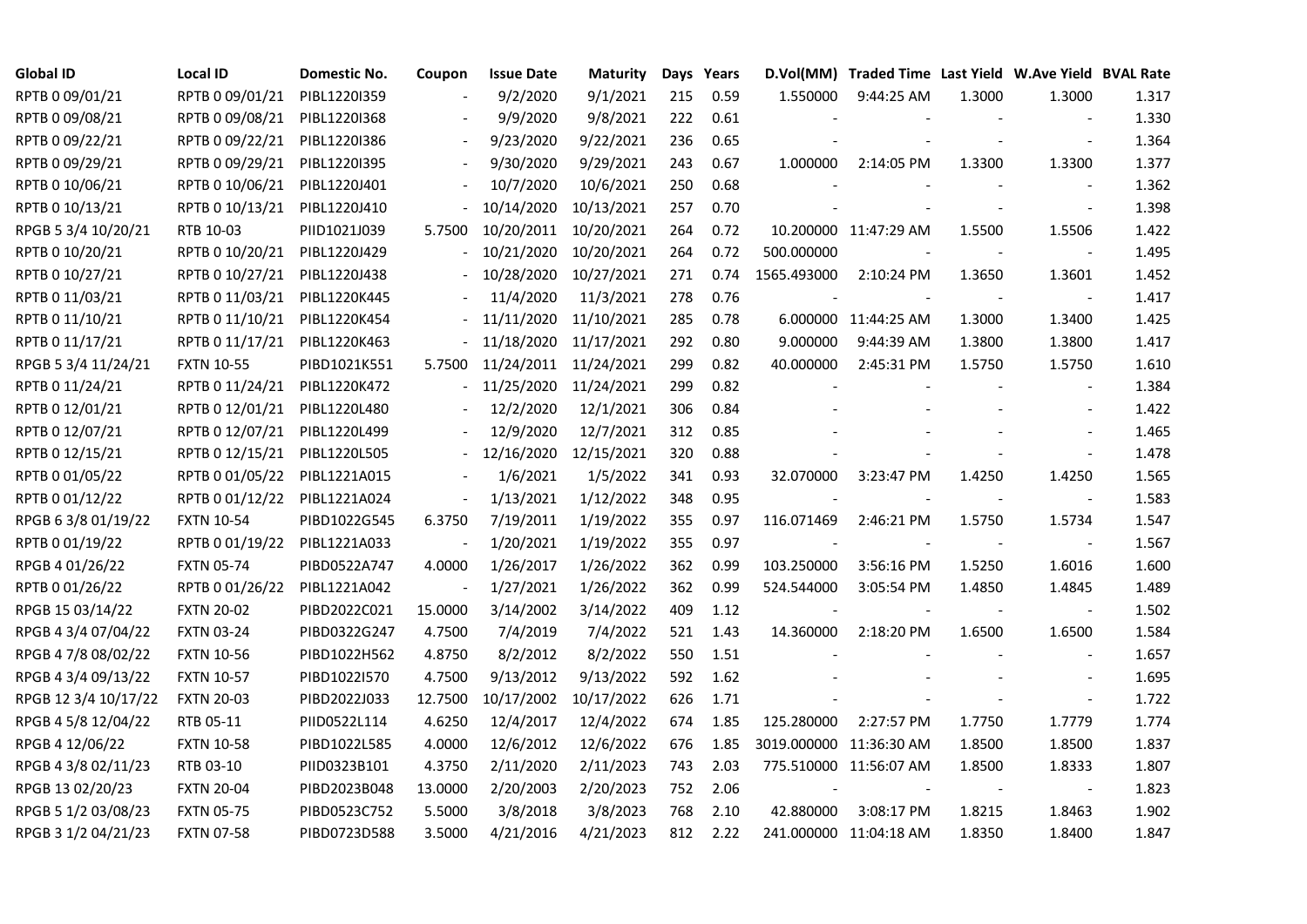| Global ID | Local ID | Domestic No. | Coupon | Issue Date | Maturity | Days | Years | D.Vol(MM) | Traded Time | Last Yield | W.Ave Yield | BVAL Rate |
|---|---|---|---|---|---|---|---|---|---|---|---|---|
| RPTB 0 09/01/21 | RPTB 0 09/01/21 | PIBL1220I359 | - | 9/2/2020 | 9/1/2021 | 215 | 0.59 | 1.550000 | 9:44:25 AM | 1.3000 | 1.3000 | 1.317 |
| RPTB 0 09/08/21 | RPTB 0 09/08/21 | PIBL1220I368 | - | 9/9/2020 | 9/8/2021 | 222 | 0.61 | - | - | - | - | 1.330 |
| RPTB 0 09/22/21 | RPTB 0 09/22/21 | PIBL1220I386 | - | 9/23/2020 | 9/22/2021 | 236 | 0.65 | - | - | - | - | 1.364 |
| RPTB 0 09/29/21 | RPTB 0 09/29/21 | PIBL1220I395 | - | 9/30/2020 | 9/29/2021 | 243 | 0.67 | 1.000000 | 2:14:05 PM | 1.3300 | 1.3300 | 1.377 |
| RPTB 0 10/06/21 | RPTB 0 10/06/21 | PIBL1220J401 | - | 10/7/2020 | 10/6/2021 | 250 | 0.68 | - | - | - | - | 1.362 |
| RPTB 0 10/13/21 | RPTB 0 10/13/21 | PIBL1220J410 | - | 10/14/2020 | 10/13/2021 | 257 | 0.70 | - | - | - | - | 1.398 |
| RPGB 5 3/4 10/20/21 | RTB 10-03 | PIID1021J039 | 5.7500 | 10/20/2011 | 10/20/2021 | 264 | 0.72 | 10.200000 | 11:47:29 AM | 1.5500 | 1.5506 | 1.422 |
| RPTB 0 10/20/21 | RPTB 0 10/20/21 | PIBL1220J429 | - | 10/21/2020 | 10/20/2021 | 264 | 0.72 | 500.000000 | - | - | - | 1.495 |
| RPTB 0 10/27/21 | RPTB 0 10/27/21 | PIBL1220J438 | - | 10/28/2020 | 10/27/2021 | 271 | 0.74 | 1565.493000 | 2:10:24 PM | 1.3650 | 1.3601 | 1.452 |
| RPTB 0 11/03/21 | RPTB 0 11/03/21 | PIBL1220K445 | - | 11/4/2020 | 11/3/2021 | 278 | 0.76 | - | - | - | - | 1.417 |
| RPTB 0 11/10/21 | RPTB 0 11/10/21 | PIBL1220K454 | - | 11/11/2020 | 11/10/2021 | 285 | 0.78 | 6.000000 | 11:44:25 AM | 1.3000 | 1.3400 | 1.425 |
| RPTB 0 11/17/21 | RPTB 0 11/17/21 | PIBL1220K463 | - | 11/18/2020 | 11/17/2021 | 292 | 0.80 | 9.000000 | 9:44:39 AM | 1.3800 | 1.3800 | 1.417 |
| RPGB 5 3/4 11/24/21 | FXTN 10-55 | PIBD1021K551 | 5.7500 | 11/24/2011 | 11/24/2021 | 299 | 0.82 | 40.000000 | 2:45:31 PM | 1.5750 | 1.5750 | 1.610 |
| RPTB 0 11/24/21 | RPTB 0 11/24/21 | PIBL1220K472 | - | 11/25/2020 | 11/24/2021 | 299 | 0.82 | - | - | - | - | 1.384 |
| RPTB 0 12/01/21 | RPTB 0 12/01/21 | PIBL1220L480 | - | 12/2/2020 | 12/1/2021 | 306 | 0.84 | - | - | - | - | 1.422 |
| RPTB 0 12/07/21 | RPTB 0 12/07/21 | PIBL1220L499 | - | 12/9/2020 | 12/7/2021 | 312 | 0.85 | - | - | - | - | 1.465 |
| RPTB 0 12/15/21 | RPTB 0 12/15/21 | PIBL1220L505 | - | 12/16/2020 | 12/15/2021 | 320 | 0.88 | - | - | - | - | 1.478 |
| RPTB 0 01/05/22 | RPTB 0 01/05/22 | PIBL1221A015 | - | 1/6/2021 | 1/5/2022 | 341 | 0.93 | 32.070000 | 3:23:47 PM | 1.4250 | 1.4250 | 1.565 |
| RPTB 0 01/12/22 | RPTB 0 01/12/22 | PIBL1221A024 | - | 1/13/2021 | 1/12/2022 | 348 | 0.95 | - | - | - | - | 1.583 |
| RPGB 6 3/8 01/19/22 | FXTN 10-54 | PIBD1022G545 | 6.3750 | 7/19/2011 | 1/19/2022 | 355 | 0.97 | 116.071469 | 2:46:21 PM | 1.5750 | 1.5734 | 1.547 |
| RPTB 0 01/19/22 | RPTB 0 01/19/22 | PIBL1221A033 | - | 1/20/2021 | 1/19/2022 | 355 | 0.97 | - | - | - | - | 1.567 |
| RPGB 4 01/26/22 | FXTN 05-74 | PIBD0522A747 | 4.0000 | 1/26/2017 | 1/26/2022 | 362 | 0.99 | 103.250000 | 3:56:16 PM | 1.5250 | 1.6016 | 1.600 |
| RPTB 0 01/26/22 | RPTB 0 01/26/22 | PIBL1221A042 | - | 1/27/2021 | 1/26/2022 | 362 | 0.99 | 524.544000 | 3:05:54 PM | 1.4850 | 1.4845 | 1.489 |
| RPGB 15 03/14/22 | FXTN 20-02 | PIBD2022C021 | 15.0000 | 3/14/2002 | 3/14/2022 | 409 | 1.12 | - | - | - | - | 1.502 |
| RPGB 4 3/4 07/04/22 | FXTN 03-24 | PIBD0322G247 | 4.7500 | 7/4/2019 | 7/4/2022 | 521 | 1.43 | 14.360000 | 2:18:20 PM | 1.6500 | 1.6500 | 1.584 |
| RPGB 4 7/8 08/02/22 | FXTN 10-56 | PIBD1022H562 | 4.8750 | 8/2/2012 | 8/2/2022 | 550 | 1.51 | - | - | - | - | 1.657 |
| RPGB 4 3/4 09/13/22 | FXTN 10-57 | PIBD1022I570 | 4.7500 | 9/13/2012 | 9/13/2022 | 592 | 1.62 | - | - | - | - | 1.695 |
| RPGB 12 3/4 10/17/22 | FXTN 20-03 | PIBD2022J033 | 12.7500 | 10/17/2002 | 10/17/2022 | 626 | 1.71 | - | - | - | - | 1.722 |
| RPGB 4 5/8 12/04/22 | RTB 05-11 | PIID0522L114 | 4.6250 | 12/4/2017 | 12/4/2022 | 674 | 1.85 | 125.280000 | 2:27:57 PM | 1.7750 | 1.7779 | 1.774 |
| RPGB 4 12/06/22 | FXTN 10-58 | PIBD1022L585 | 4.0000 | 12/6/2012 | 12/6/2022 | 676 | 1.85 | 3019.000000 | 11:36:30 AM | 1.8500 | 1.8500 | 1.837 |
| RPGB 4 3/8 02/11/23 | RTB 03-10 | PIID0323B101 | 4.3750 | 2/11/2020 | 2/11/2023 | 743 | 2.03 | 775.510000 | 11:56:07 AM | 1.8500 | 1.8333 | 1.807 |
| RPGB 13 02/20/23 | FXTN 20-04 | PIBD2023B048 | 13.0000 | 2/20/2003 | 2/20/2023 | 752 | 2.06 | - | - | - | - | 1.823 |
| RPGB 5 1/2 03/08/23 | FXTN 05-75 | PIBD0523C752 | 5.5000 | 3/8/2018 | 3/8/2023 | 768 | 2.10 | 42.880000 | 3:08:17 PM | 1.8215 | 1.8463 | 1.902 |
| RPGB 3 1/2 04/21/23 | FXTN 07-58 | PIBD0723D588 | 3.5000 | 4/21/2016 | 4/21/2023 | 812 | 2.22 | 241.000000 | 11:04:18 AM | 1.8350 | 1.8400 | 1.847 |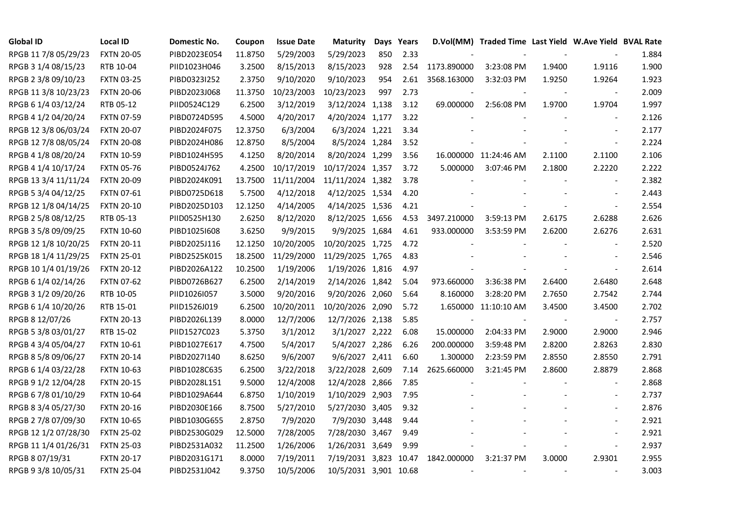| Global ID | Local ID | Domestic No. | Coupon | Issue Date | Maturity | Days | Years | D.Vol(MM) | Traded Time | Last Yield | W.Ave Yield | BVAL Rate |
|---|---|---|---|---|---|---|---|---|---|---|---|---|
| RPGB 11 7/8 05/29/23 | FXTN 20-05 | PIBD2023E054 | 11.8750 | 5/29/2003 | 5/29/2023 | 850 | 2.33 | - | - | - | - | 1.884 |
| RPGB 3 1/4 08/15/23 | RTB 10-04 | PIID1023H046 | 3.2500 | 8/15/2013 | 8/15/2023 | 928 | 2.54 | 1173.890000 | 3:23:08 PM | 1.9400 | 1.9116 | 1.900 |
| RPGB 2 3/8 09/10/23 | FXTN 03-25 | PIBD0323I252 | 2.3750 | 9/10/2020 | 9/10/2023 | 954 | 2.61 | 3568.163000 | 3:32:03 PM | 1.9250 | 1.9264 | 1.923 |
| RPGB 11 3/8 10/23/23 | FXTN 20-06 | PIBD2023J068 | 11.3750 | 10/23/2003 | 10/23/2023 | 997 | 2.73 | - | - | - | - | 2.009 |
| RPGB 6 1/4 03/12/24 | RTB 05-12 | PIID0524C129 | 6.2500 | 3/12/2019 | 3/12/2024 | 1,138 | 3.12 | 69.000000 | 2:56:08 PM | 1.9700 | 1.9704 | 1.997 |
| RPGB 4 1/2 04/20/24 | FXTN 07-59 | PIBD0724D595 | 4.5000 | 4/20/2017 | 4/20/2024 | 1,177 | 3.22 | - | - | - | - | 2.126 |
| RPGB 12 3/8 06/03/24 | FXTN 20-07 | PIBD2024F075 | 12.3750 | 6/3/2004 | 6/3/2024 | 1,221 | 3.34 | - | - | - | - | 2.177 |
| RPGB 12 7/8 08/05/24 | FXTN 20-08 | PIBD2024H086 | 12.8750 | 8/5/2004 | 8/5/2024 | 1,284 | 3.52 | - | - | - | - | 2.224 |
| RPGB 4 1/8 08/20/24 | FXTN 10-59 | PIBD1024H595 | 4.1250 | 8/20/2014 | 8/20/2024 | 1,299 | 3.56 | 16.000000 | 11:24:46 AM | 2.1100 | 2.1100 | 2.106 |
| RPGB 4 1/4 10/17/24 | FXTN 05-76 | PIBD0524J762 | 4.2500 | 10/17/2019 | 10/17/2024 | 1,357 | 3.72 | 5.000000 | 3:07:46 PM | 2.1800 | 2.2220 | 2.222 |
| RPGB 13 3/4 11/11/24 | FXTN 20-09 | PIBD2024K091 | 13.7500 | 11/11/2004 | 11/11/2024 | 1,382 | 3.78 | - | - | - | - | 2.382 |
| RPGB 5 3/4 04/12/25 | FXTN 07-61 | PIBD0725D618 | 5.7500 | 4/12/2018 | 4/12/2025 | 1,534 | 4.20 | - | - | - | - | 2.443 |
| RPGB 12 1/8 04/14/25 | FXTN 20-10 | PIBD2025D103 | 12.1250 | 4/14/2005 | 4/14/2025 | 1,536 | 4.21 | - | - | - | - | 2.554 |
| RPGB 2 5/8 08/12/25 | RTB 05-13 | PIID0525H130 | 2.6250 | 8/12/2020 | 8/12/2025 | 1,656 | 4.53 | 3497.210000 | 3:59:13 PM | 2.6175 | 2.6288 | 2.626 |
| RPGB 3 5/8 09/09/25 | FXTN 10-60 | PIBD1025I608 | 3.6250 | 9/9/2015 | 9/9/2025 | 1,684 | 4.61 | 933.000000 | 3:53:59 PM | 2.6200 | 2.6276 | 2.631 |
| RPGB 12 1/8 10/20/25 | FXTN 20-11 | PIBD2025J116 | 12.1250 | 10/20/2005 | 10/20/2025 | 1,725 | 4.72 | - | - | - | - | 2.520 |
| RPGB 18 1/4 11/29/25 | FXTN 25-01 | PIBD2525K015 | 18.2500 | 11/29/2000 | 11/29/2025 | 1,765 | 4.83 | - | - | - | - | 2.546 |
| RPGB 10 1/4 01/19/26 | FXTN 20-12 | PIBD2026A122 | 10.2500 | 1/19/2006 | 1/19/2026 | 1,816 | 4.97 | - | - | - | - | 2.614 |
| RPGB 6 1/4 02/14/26 | FXTN 07-62 | PIBD0726B627 | 6.2500 | 2/14/2019 | 2/14/2026 | 1,842 | 5.04 | 973.660000 | 3:36:38 PM | 2.6400 | 2.6480 | 2.648 |
| RPGB 3 1/2 09/20/26 | RTB 10-05 | PIID1026I057 | 3.5000 | 9/20/2016 | 9/20/2026 | 2,060 | 5.64 | 8.160000 | 3:28:20 PM | 2.7650 | 2.7542 | 2.744 |
| RPGB 6 1/4 10/20/26 | RTB 15-01 | PIID1526J019 | 6.2500 | 10/20/2011 | 10/20/2026 | 2,090 | 5.72 | 1.650000 | 11:10:10 AM | 3.4500 | 3.4500 | 2.702 |
| RPGB 8 12/07/26 | FXTN 20-13 | PIBD2026L139 | 8.0000 | 12/7/2006 | 12/7/2026 | 2,138 | 5.85 | - | - | - | - | 2.757 |
| RPGB 5 3/8 03/01/27 | RTB 15-02 | PIID1527C023 | 5.3750 | 3/1/2012 | 3/1/2027 | 2,222 | 6.08 | 15.000000 | 2:04:33 PM | 2.9000 | 2.9000 | 2.946 |
| RPGB 4 3/4 05/04/27 | FXTN 10-61 | PIBD1027E617 | 4.7500 | 5/4/2017 | 5/4/2027 | 2,286 | 6.26 | 200.000000 | 3:59:48 PM | 2.8200 | 2.8263 | 2.830 |
| RPGB 8 5/8 09/06/27 | FXTN 20-14 | PIBD2027I140 | 8.6250 | 9/6/2007 | 9/6/2027 | 2,411 | 6.60 | 1.300000 | 2:23:59 PM | 2.8550 | 2.8550 | 2.791 |
| RPGB 6 1/4 03/22/28 | FXTN 10-63 | PIBD1028C635 | 6.2500 | 3/22/2018 | 3/22/2028 | 2,609 | 7.14 | 2625.660000 | 3:21:45 PM | 2.8600 | 2.8879 | 2.868 |
| RPGB 9 1/2 12/04/28 | FXTN 20-15 | PIBD2028L151 | 9.5000 | 12/4/2008 | 12/4/2028 | 2,866 | 7.85 | - | - | - | - | 2.868 |
| RPGB 6 7/8 01/10/29 | FXTN 10-64 | PIBD1029A644 | 6.8750 | 1/10/2019 | 1/10/2029 | 2,903 | 7.95 | - | - | - | - | 2.737 |
| RPGB 8 3/4 05/27/30 | FXTN 20-16 | PIBD2030E166 | 8.7500 | 5/27/2010 | 5/27/2030 | 3,405 | 9.32 | - | - | - | - | 2.876 |
| RPGB 2 7/8 07/09/30 | FXTN 10-65 | PIBD1030G655 | 2.8750 | 7/9/2020 | 7/9/2030 | 3,448 | 9.44 | - | - | - | - | 2.921 |
| RPGB 12 1/2 07/28/30 | FXTN 25-02 | PIBD2530G029 | 12.5000 | 7/28/2005 | 7/28/2030 | 3,467 | 9.49 | - | - | - | - | 2.921 |
| RPGB 11 1/4 01/26/31 | FXTN 25-03 | PIBD2531A032 | 11.2500 | 1/26/2006 | 1/26/2031 | 3,649 | 9.99 | - | - | - | - | 2.937 |
| RPGB 8 07/19/31 | FXTN 20-17 | PIBD2031G171 | 8.0000 | 7/19/2011 | 7/19/2031 | 3,823 | 10.47 | 1842.000000 | 3:21:37 PM | 3.0000 | 2.9301 | 2.955 |
| RPGB 9 3/8 10/05/31 | FXTN 25-04 | PIBD2531J042 | 9.3750 | 10/5/2006 | 10/5/2031 | 3,901 | 10.68 | - | - | - | - | 3.003 |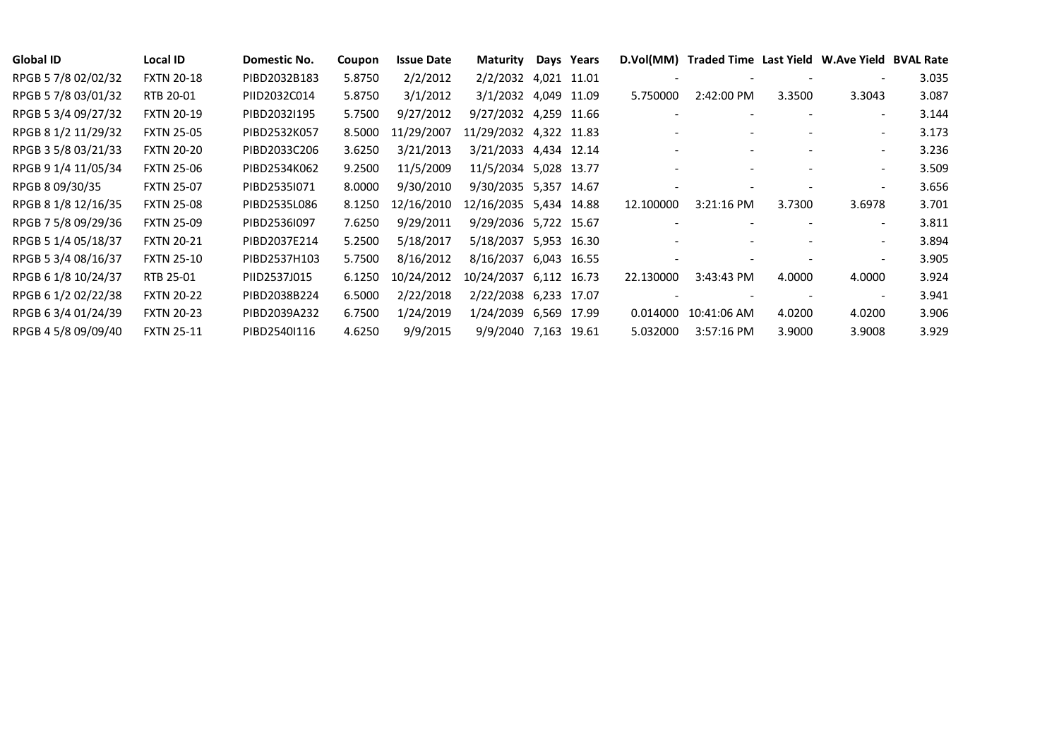| Global ID | Local ID | Domestic No. | Coupon | Issue Date | Maturity | Days | Years | D.Vol(MM) | Traded Time | Last Yield | W.Ave Yield | BVAL Rate |
|---|---|---|---|---|---|---|---|---|---|---|---|---|
| RPGB 5 7/8 02/02/32 | FXTN 20-18 | PIBD2032B183 | 5.8750 | 2/2/2012 | 2/2/2032 | 4,021 | 11.01 | - | - | - | - | 3.035 |
| RPGB 5 7/8 03/01/32 | RTB 20-01 | PIID2032C014 | 5.8750 | 3/1/2012 | 3/1/2032 | 4,049 | 11.09 | 5.750000 | 2:42:00 PM | 3.3500 | 3.3043 | 3.087 |
| RPGB 5 3/4 09/27/32 | FXTN 20-19 | PIBD2032I195 | 5.7500 | 9/27/2012 | 9/27/2032 | 4,259 | 11.66 | - | - | - | - | 3.144 |
| RPGB 8 1/2 11/29/32 | FXTN 25-05 | PIBD2532K057 | 8.5000 | 11/29/2007 | 11/29/2032 | 4,322 | 11.83 | - | - | - | - | 3.173 |
| RPGB 3 5/8 03/21/33 | FXTN 20-20 | PIBD2033C206 | 3.6250 | 3/21/2013 | 3/21/2033 | 4,434 | 12.14 | - | - | - | - | 3.236 |
| RPGB 9 1/4 11/05/34 | FXTN 25-06 | PIBD2534K062 | 9.2500 | 11/5/2009 | 11/5/2034 | 5,028 | 13.77 | - | - | - | - | 3.509 |
| RPGB 8 09/30/35 | FXTN 25-07 | PIBD2535I071 | 8.0000 | 9/30/2010 | 9/30/2035 | 5,357 | 14.67 | - | - | - | - | 3.656 |
| RPGB 8 1/8 12/16/35 | FXTN 25-08 | PIBD2535L086 | 8.1250 | 12/16/2010 | 12/16/2035 | 5,434 | 14.88 | 12.100000 | 3:21:16 PM | 3.7300 | 3.6978 | 3.701 |
| RPGB 7 5/8 09/29/36 | FXTN 25-09 | PIBD2536I097 | 7.6250 | 9/29/2011 | 9/29/2036 | 5,722 | 15.67 | - | - | - | - | 3.811 |
| RPGB 5 1/4 05/18/37 | FXTN 20-21 | PIBD2037E214 | 5.2500 | 5/18/2017 | 5/18/2037 | 5,953 | 16.30 | - | - | - | - | 3.894 |
| RPGB 5 3/4 08/16/37 | FXTN 25-10 | PIBD2537H103 | 5.7500 | 8/16/2012 | 8/16/2037 | 6,043 | 16.55 | - | - | - | - | 3.905 |
| RPGB 6 1/8 10/24/37 | RTB 25-01 | PIID2537J015 | 6.1250 | 10/24/2012 | 10/24/2037 | 6,112 | 16.73 | 22.130000 | 3:43:43 PM | 4.0000 | 4.0000 | 3.924 |
| RPGB 6 1/2 02/22/38 | FXTN 20-22 | PIBD2038B224 | 6.5000 | 2/22/2018 | 2/22/2038 | 6,233 | 17.07 | - | - | - | - | 3.941 |
| RPGB 6 3/4 01/24/39 | FXTN 20-23 | PIBD2039A232 | 6.7500 | 1/24/2019 | 1/24/2039 | 6,569 | 17.99 | 0.014000 | 10:41:06 AM | 4.0200 | 4.0200 | 3.906 |
| RPGB 4 5/8 09/09/40 | FXTN 25-11 | PIBD2540I116 | 4.6250 | 9/9/2015 | 9/9/2040 | 7,163 | 19.61 | 5.032000 | 3:57:16 PM | 3.9000 | 3.9008 | 3.929 |